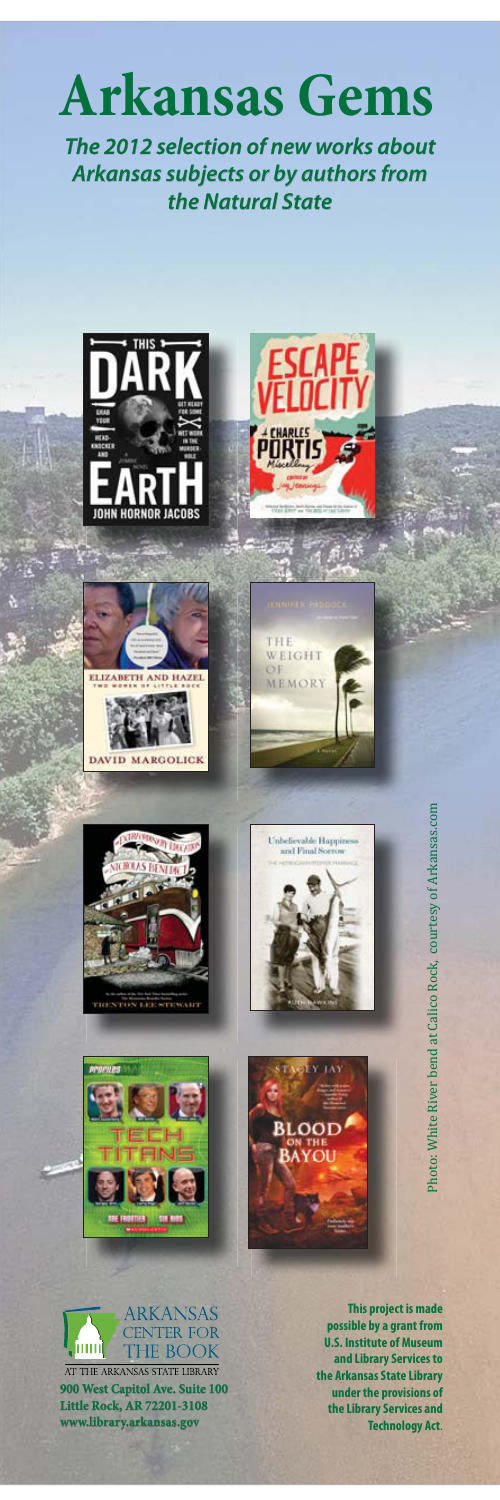# Arkansas Gems

***The 2012 selection of new works about Arkansas subjects or by authors from the Natural State***

Photo: White River bend at Calico Rock, courtesy of Arkansas.com

ARKANSAS CENTER FOR THE BOOK
AT THE ARKANSAS STATE LIBRARY

**900 West Capitol Ave. Suite 100**
**Little Rock, AR 72201-3108**
**www.library.arkansas.gov**

**This project is made possible by a grant from U.S. Institute of Museum and Library Services to the Arkansas State Library under the provisions of the Library Services and Technology Act.**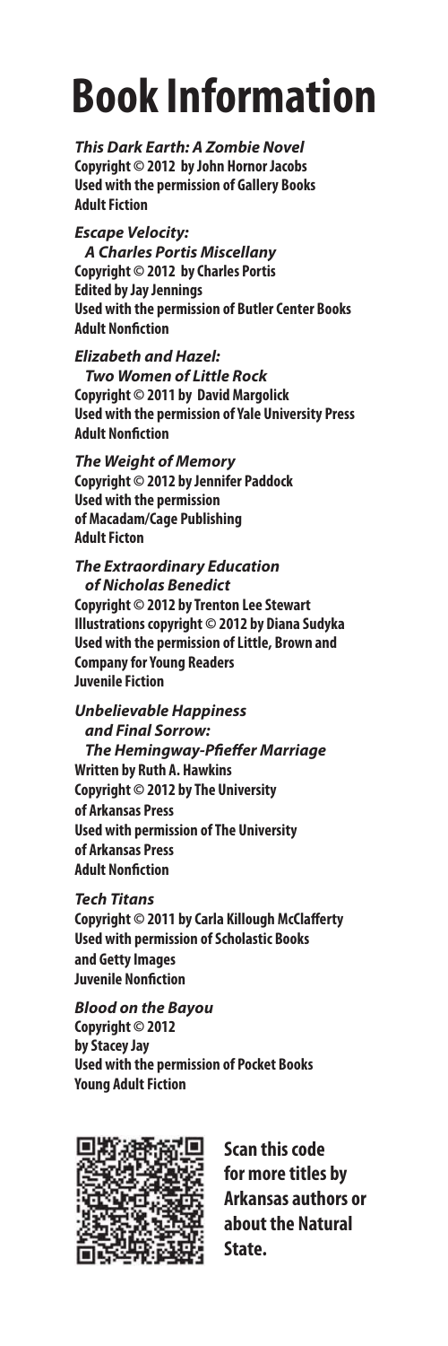# Book Information

***This Dark Earth: A Zombie Novel***
**Copyright © 2012 by John Hornor Jacobs**
**Used with the permission of Gallery Books**
**Adult Fiction**

***Escape Velocity: A Charles Portis Miscellany***
**Copyright © 2012 by Charles Portis**
**Edited by Jay Jennings**
**Used with the permission of Butler Center Books**
**Adult Nonfiction**

***Elizabeth and Hazel: Two Women of Little Rock***
**Copyright © 2011 by David Margolick**
**Used with the permission of Yale University Press**
**Adult Nonfiction**

***The Weight of Memory***
**Copyright © 2012 by Jennifer Paddock**
**Used with the permission of Macadam/Cage Publishing**
**Adult Ficton**

***The Extraordinary Education of Nicholas Benedict***
**Copyright © 2012 by Trenton Lee Stewart**
**Illustrations copyright © 2012 by Diana Sudyka**
**Used with the permission of Little, Brown and Company for Young Readers**
**Juvenile Fiction**

***Unbelievable Happiness and Final Sorrow: The Hemingway-Pfieffer Marriage***
**Written by Ruth A. Hawkins**
**Copyright © 2012 by The University of Arkansas Press**
**Used with permission of The University of Arkansas Press**
**Adult Nonfiction**

***Tech Titans***
**Copyright © 2011 by Carla Killough McClafferty**
**Used with permission of Scholastic Books and Getty Images**
**Juvenile Nonfiction**

***Blood on the Bayou***
**Copyright © 2012 by Stacey Jay**
**Used with the permission of Pocket Books**
**Young Adult Fiction**

**Scan this code for more titles by Arkansas authors or about the Natural State.**